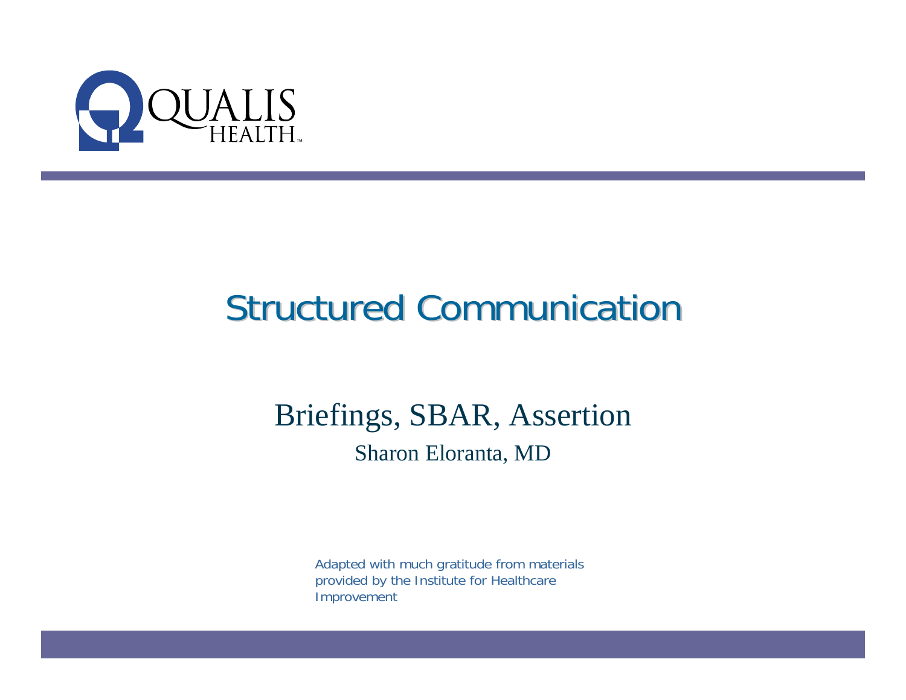QUALIS HEALTH™

# Structured Communication

## Briefings, SBAR, Assertion

Sharon Eloranta, MD

Adapted with much gratitude from materials provided by the Institute for Healthcare Improvement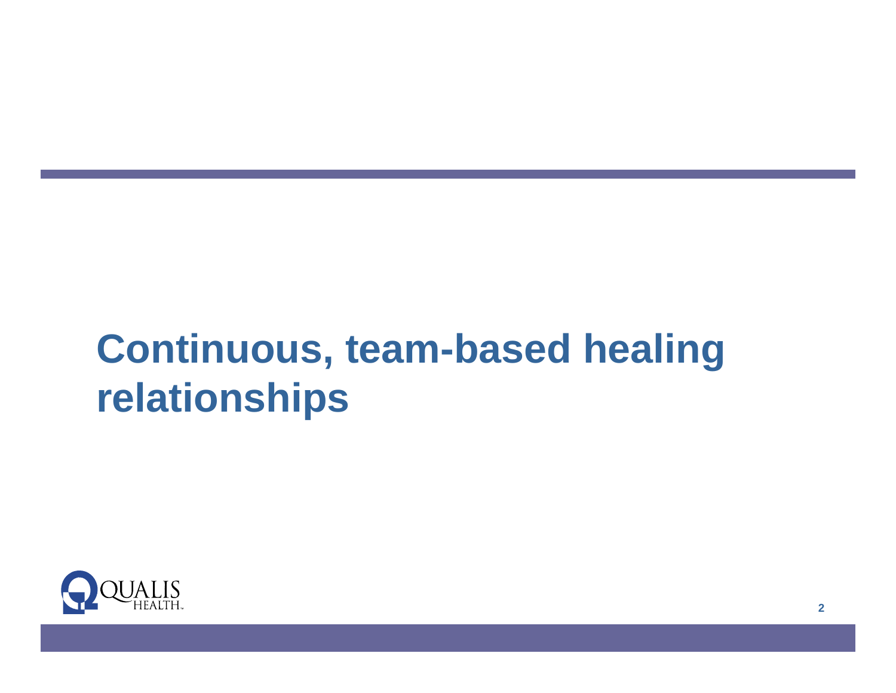# Continuous, team-based healing relationships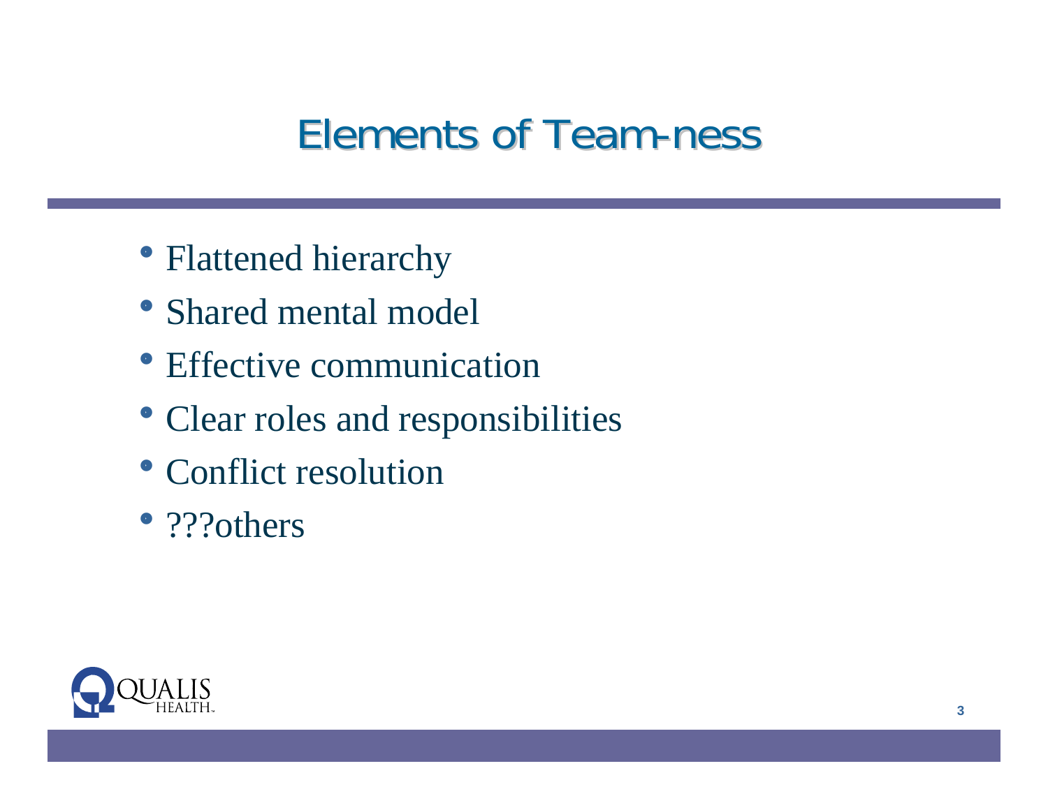# Elements of Team-ness

- Flattened hierarchy
- Shared mental model
- Effective communication
- Clear roles and responsibilities
- Conflict resolution
- ???others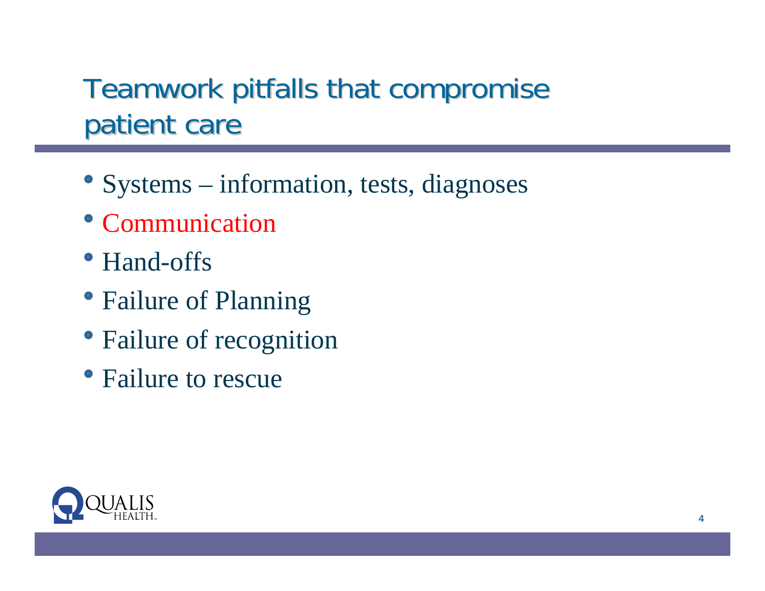# Teamwork pitfalls that compromise patient care

- Systems – information, tests, diagnoses
- Communication
- Hand-offs
- Failure of Planning
- Failure of recognition
- Failure to rescue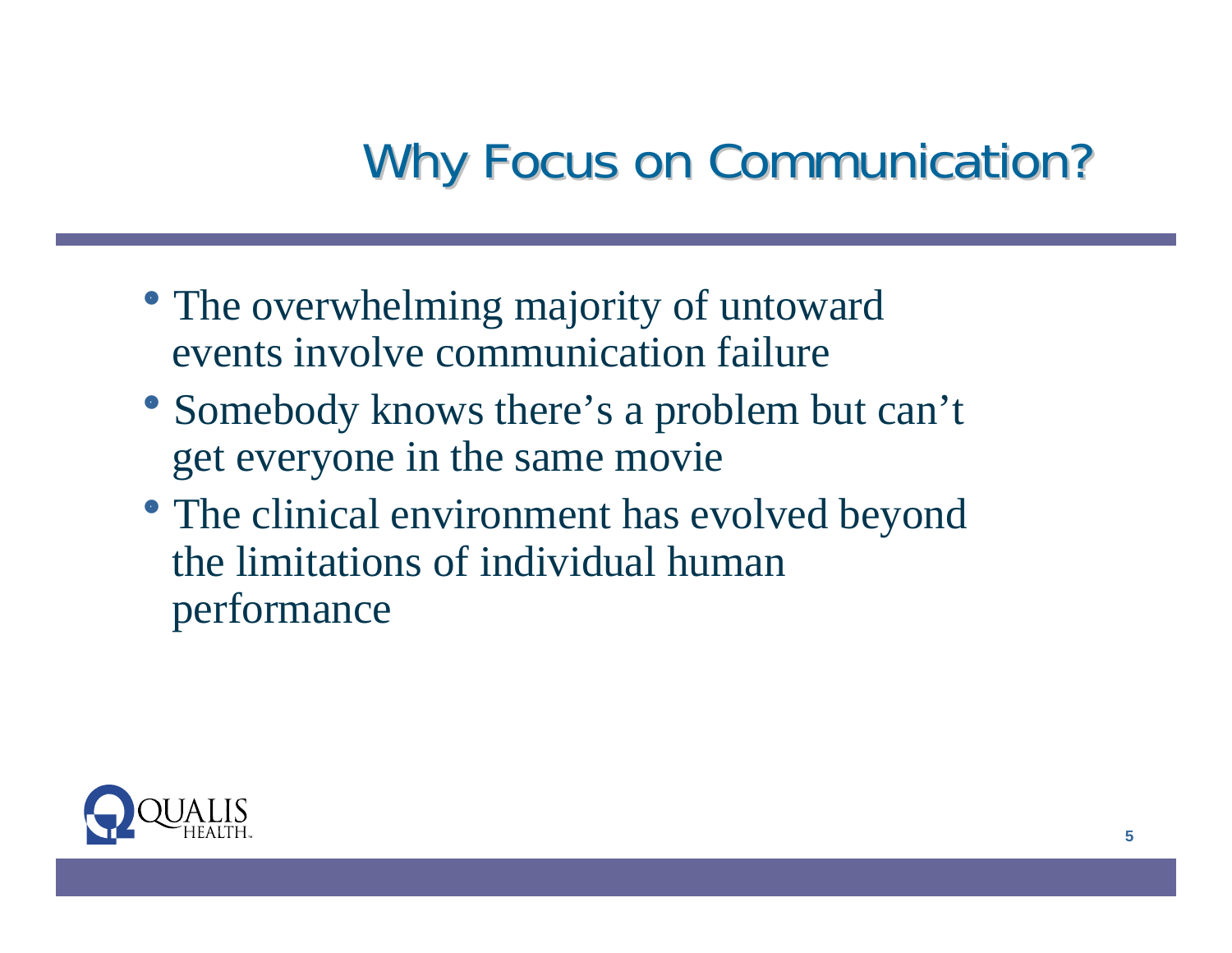# Why Focus on Communication?

- The overwhelming majority of untoward events involve communication failure
- Somebody knows there's a problem but can't get everyone in the same movie
- The clinical environment has evolved beyond the limitations of individual human performance

QUALIS HEALTH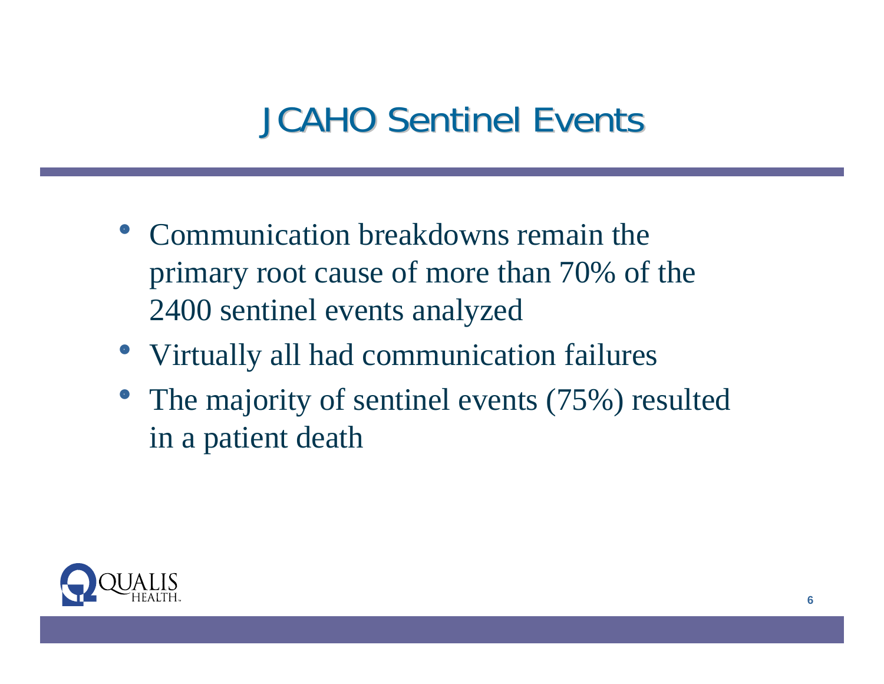# JCAHO Sentinel Events

- Communication breakdowns remain the primary root cause of more than 70% of the 2400 sentinel events analyzed
- Virtually all had communication failures
- The majority of sentinel events (75%) resulted in a patient death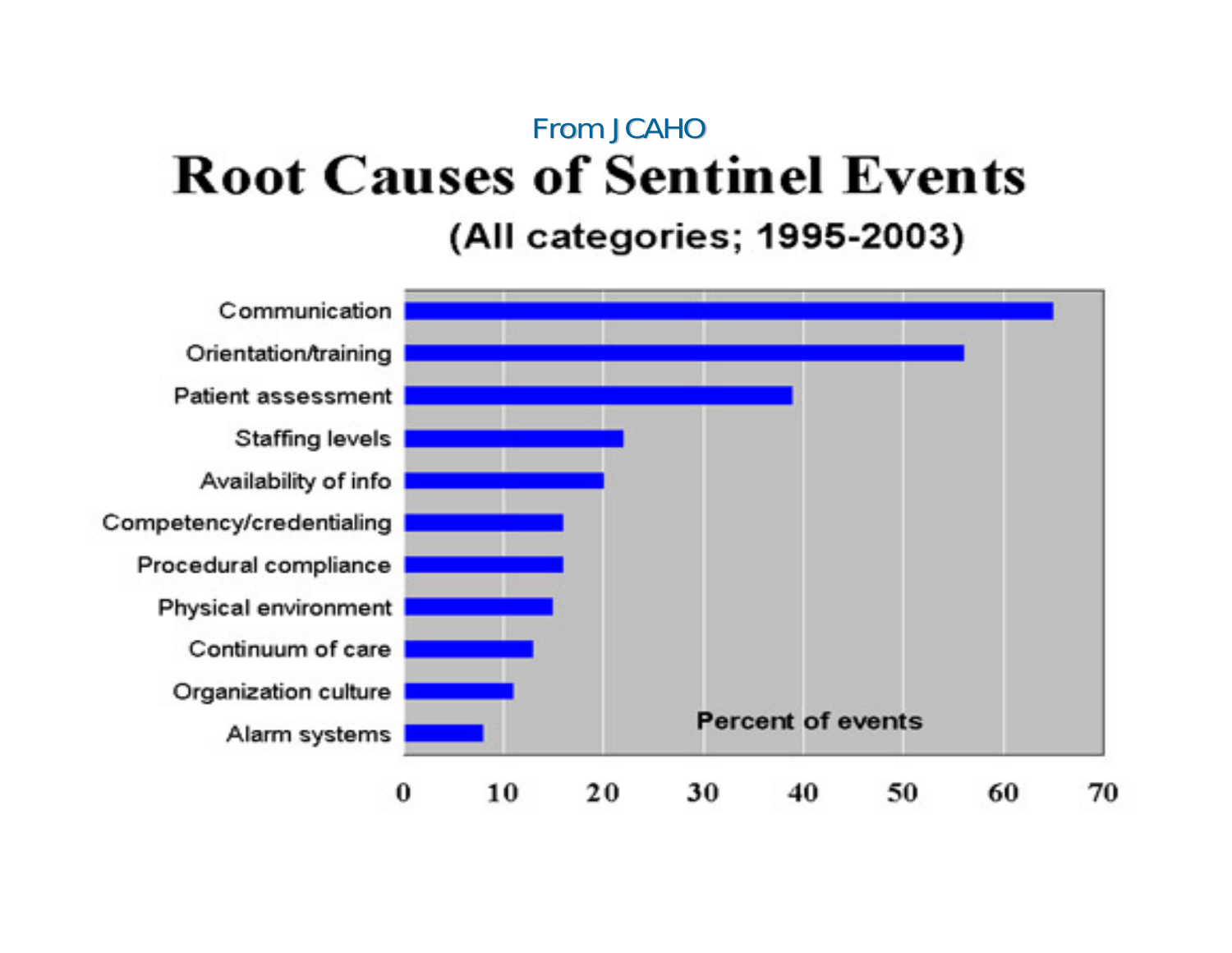From JCAHO

# Root Causes of Sentinel Events

(All categories; 1995-2003)

| Root cause | Percent of events |
| --- | --- |
| Communication | ~65 |
| Orientation/training | ~56 |
| Patient assessment | ~39 |
| Staffing levels | ~22 |
| Availability of info | ~20 |
| Competency/credentialing | ~16 |
| Procedural compliance | ~16 |
| Physical environment | ~15 |
| Continuum of care | ~13 |
| Organization culture | ~11 |
| Alarm systems | ~8 |

Percent of events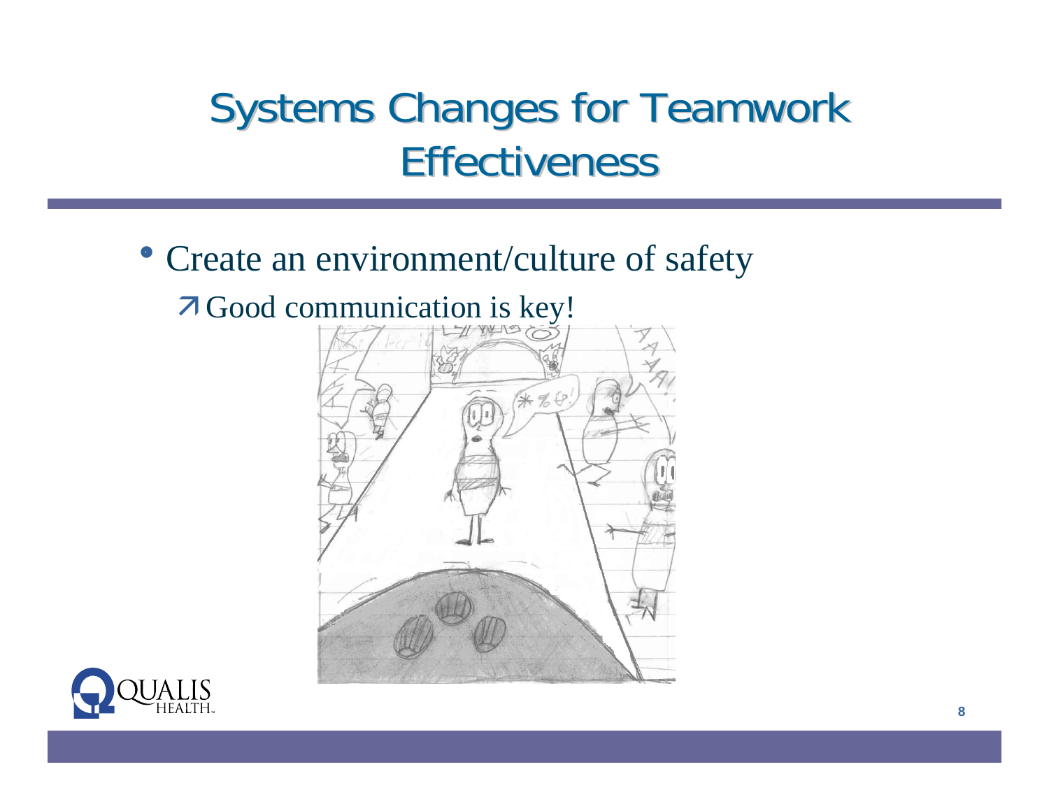# Systems Changes for Teamwork Effectiveness

- Create an environment/culture of safety
  - Good communication is key!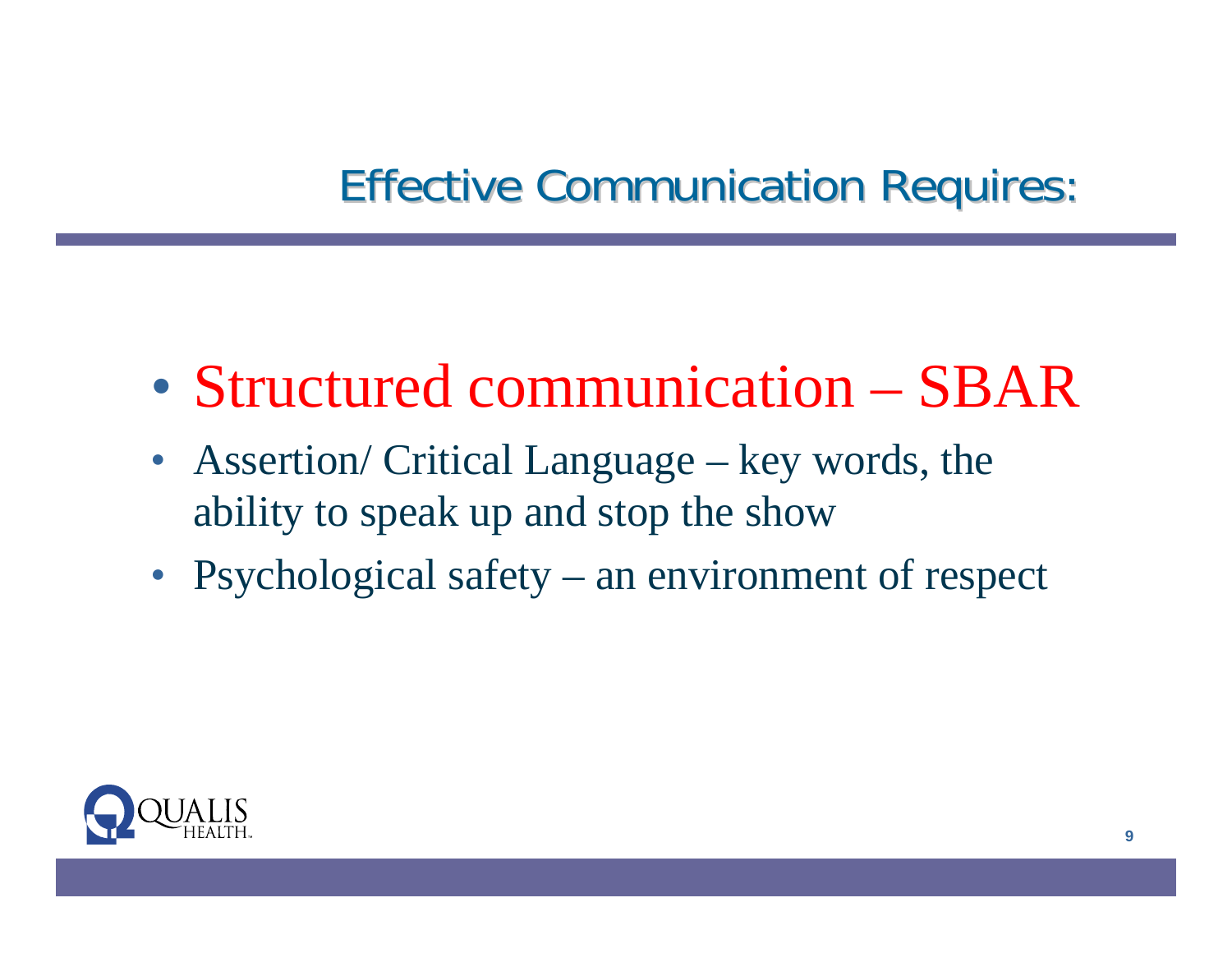# Effective Communication Requires:

- Structured communication – SBAR
- Assertion/ Critical Language – key words, the ability to speak up and stop the show
- Psychological safety – an environment of respect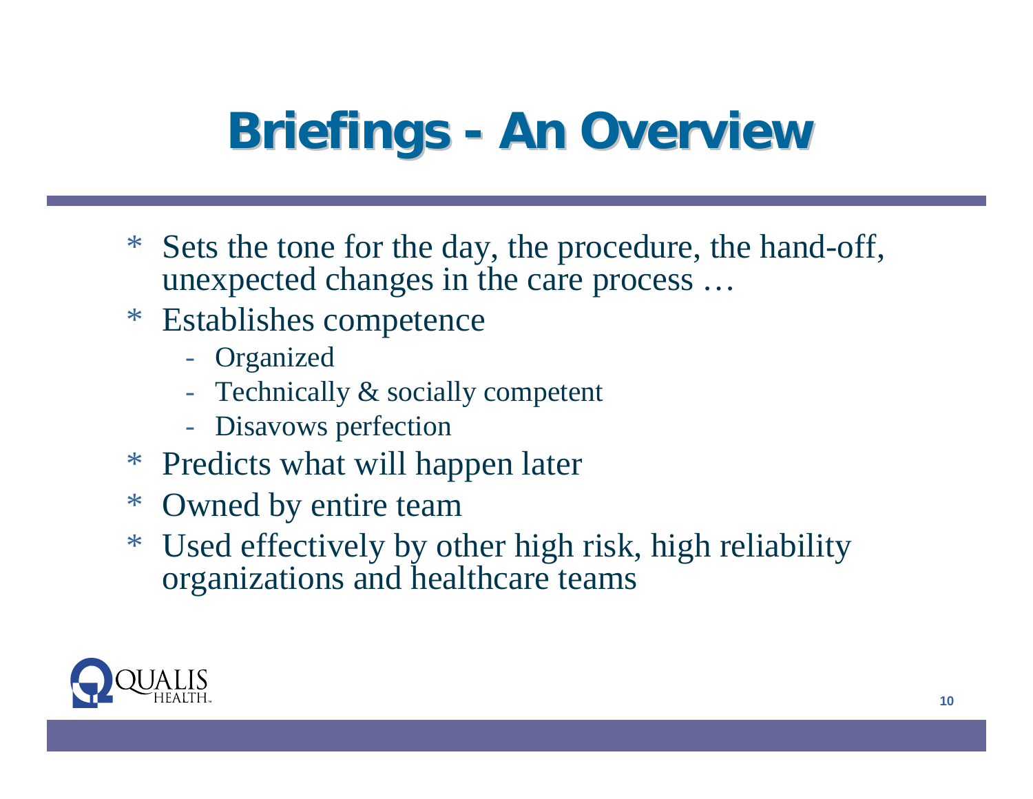# Briefings - An Overview

- Sets the tone for the day, the procedure, the hand-off, unexpected changes in the care process …
- Establishes competence
  - Organized
  - Technically & socially competent
  - Disavows perfection
- Predicts what will happen later
- Owned by entire team
- Used effectively by other high risk, high reliability organizations and healthcare teams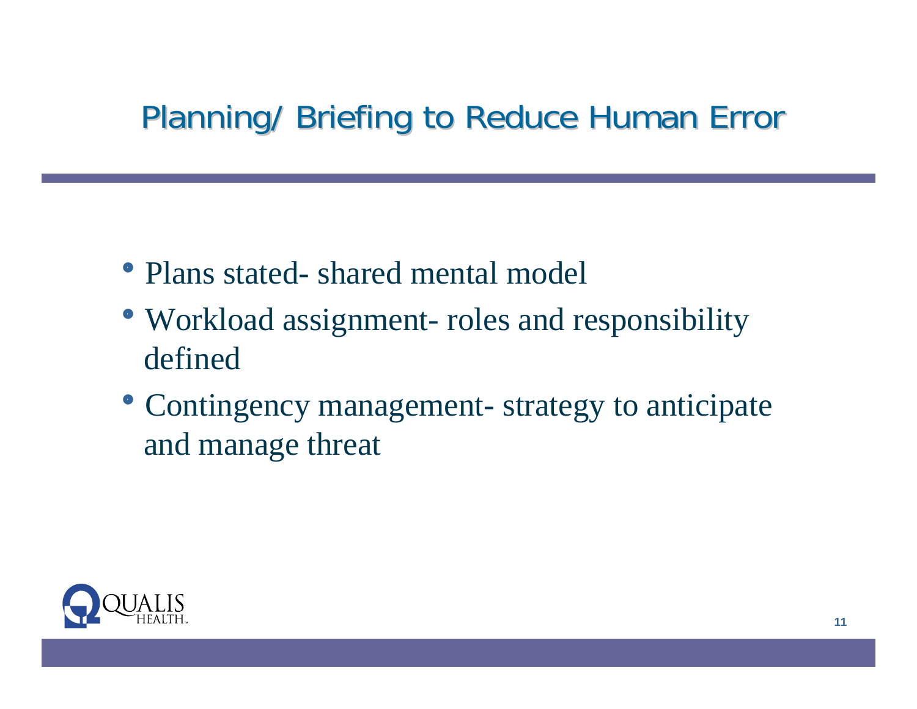# Planning/ Briefing to Reduce Human Error

- Plans stated- shared mental model
- Workload assignment- roles and responsibility defined
- Contingency management- strategy to anticipate and manage threat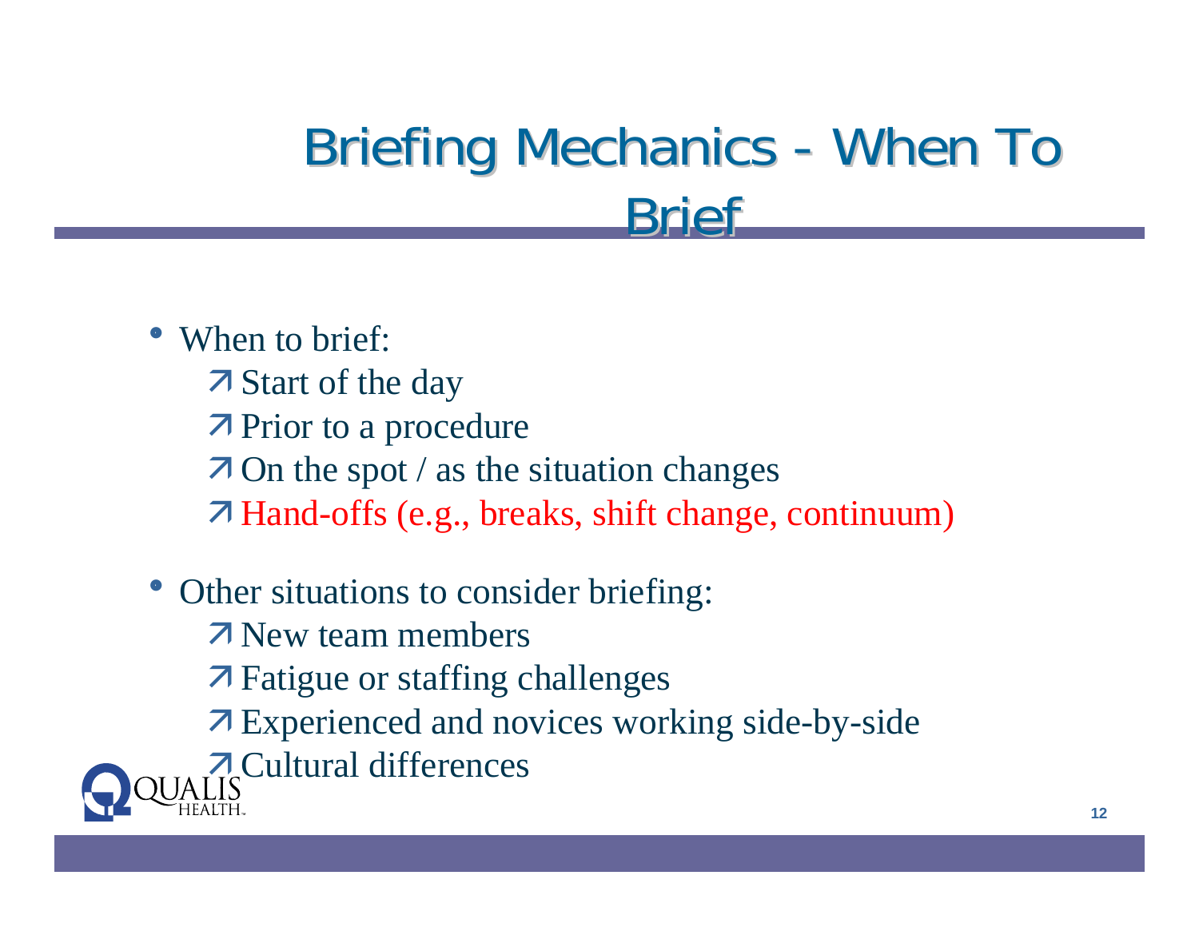# Briefing Mechanics - When To Brief

- When to brief:
  - Start of the day
  - Prior to a procedure
  - On the spot / as the situation changes
  - Hand-offs (e.g., breaks, shift change, continuum)
- Other situations to consider briefing:
  - New team members
  - Fatigue or staffing challenges
  - Experienced and novices working side-by-side
  - Cultural differences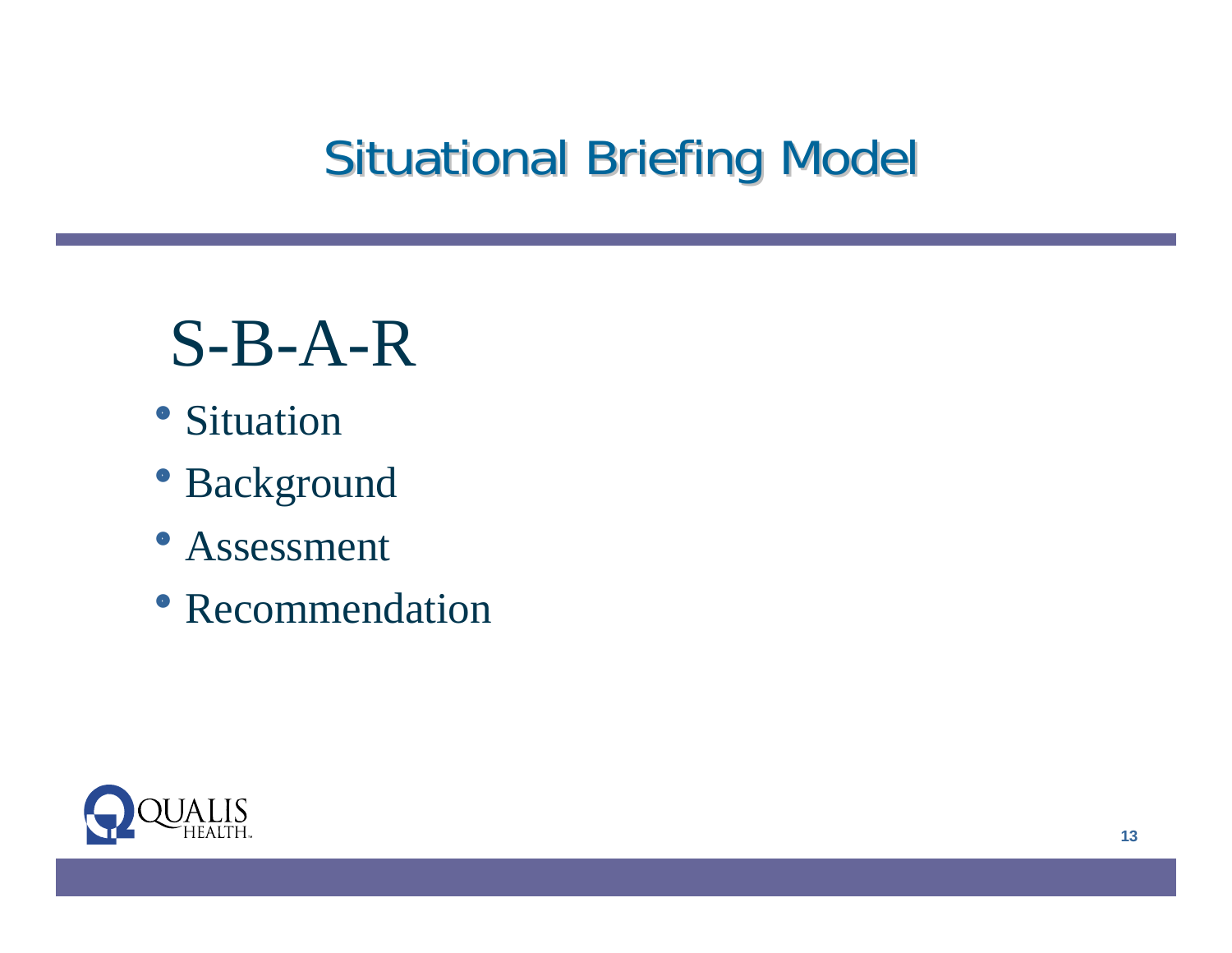# Situational Briefing Model

## S-B-A-R

- Situation
- Background
- Assessment
- Recommendation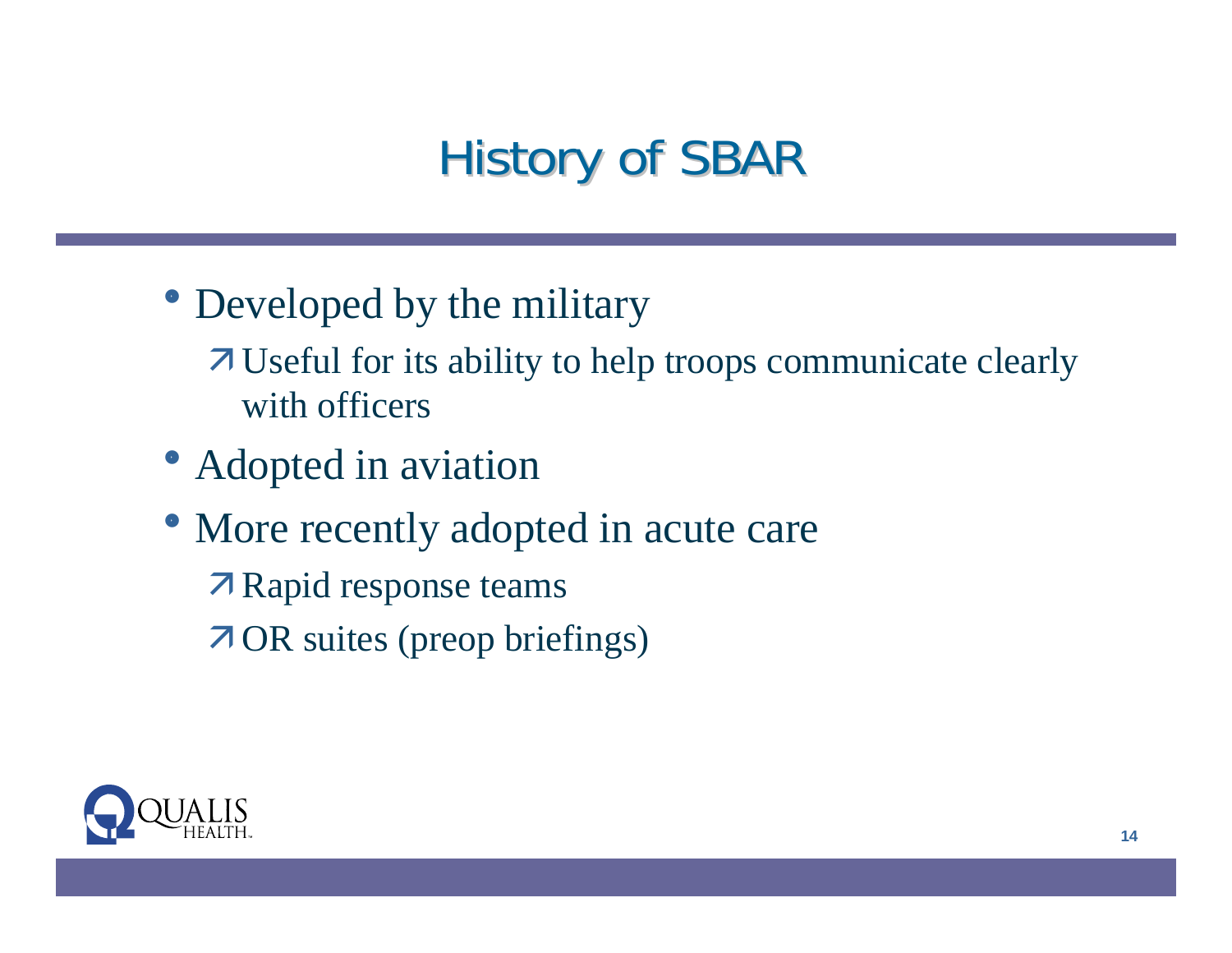# History of SBAR

- Developed by the military
  - Useful for its ability to help troops communicate clearly with officers
- Adopted in aviation
- More recently adopted in acute care
  - Rapid response teams
  - OR suites (preop briefings)

QUALIS HEALTH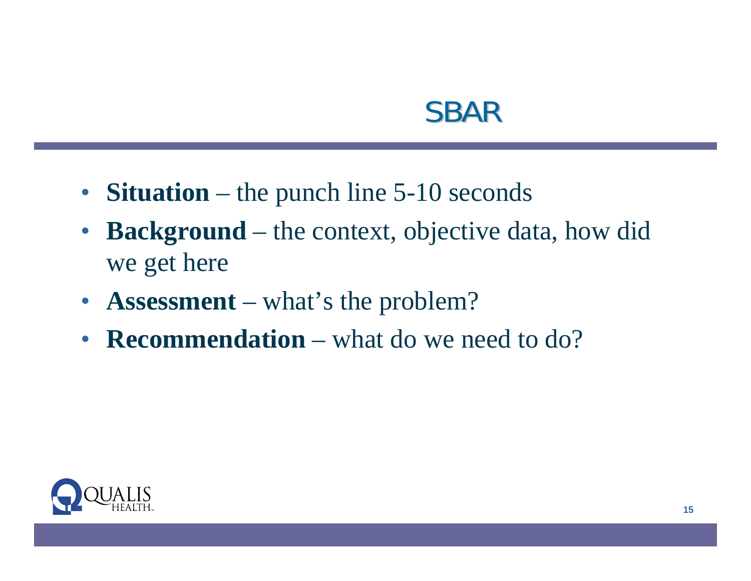# SBAR

- **Situation** – the punch line 5-10 seconds
- **Background** – the context, objective data, how did we get here
- **Assessment** – what's the problem?
- **Recommendation** – what do we need to do?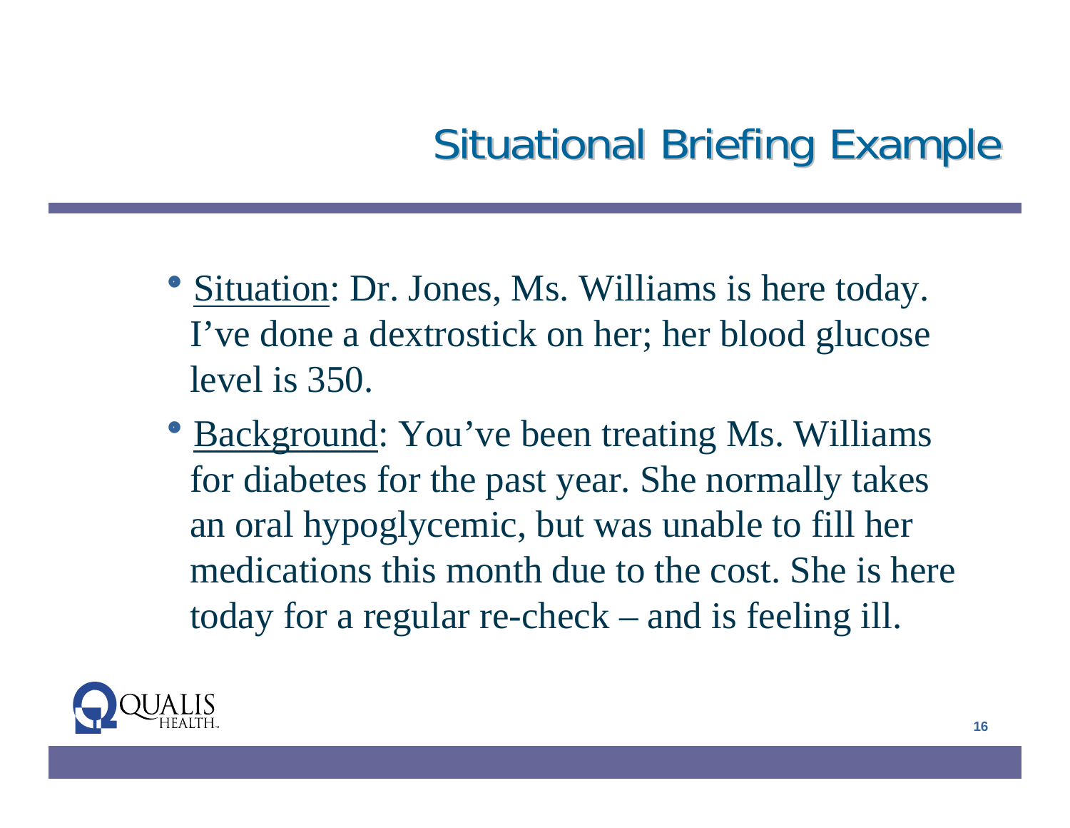# Situational Briefing Example

- Situation: Dr. Jones, Ms. Williams is here today. I've done a dextrostick on her; her blood glucose level is 350.
- Background: You've been treating Ms. Williams for diabetes for the past year. She normally takes an oral hypoglycemic, but was unable to fill her medications this month due to the cost. She is here today for a regular re-check – and is feeling ill.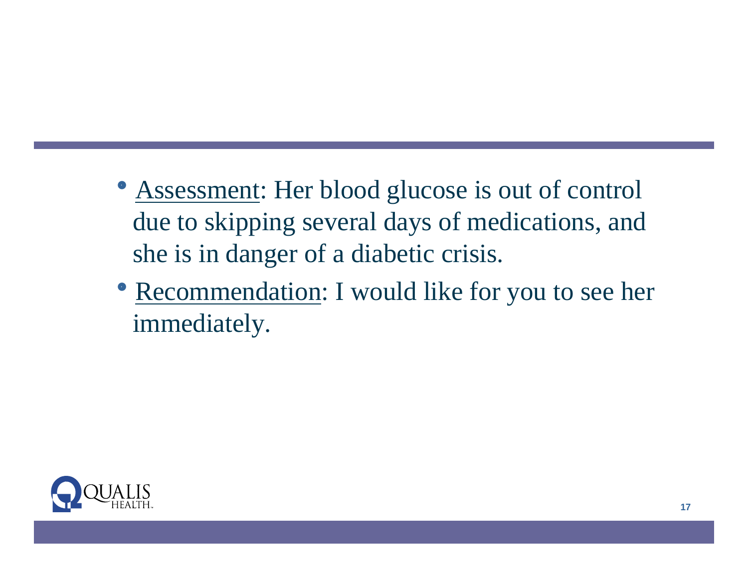- Assessment: Her blood glucose is out of control due to skipping several days of medications, and she is in danger of a diabetic crisis.
- Recommendation: I would like for you to see her immediately.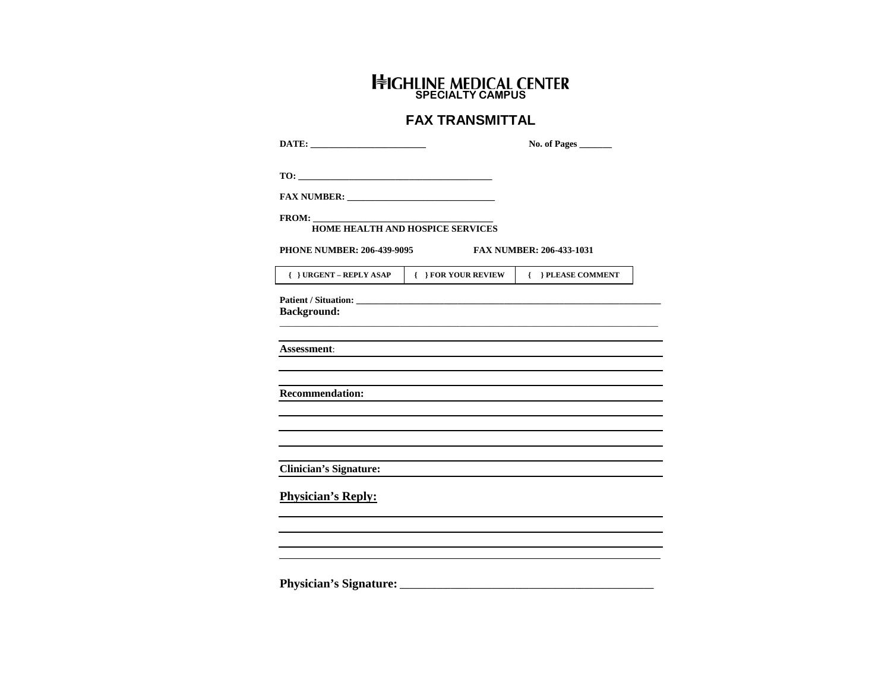# HIGHLINE MEDICAL CENTER
## SPECIALTY CAMPUS

## FAX TRANSMITTAL

**DATE:** ________________________ **No. of Pages** _______

**TO:** ________________________________________

**FAX NUMBER:** ______________________________

**FROM:** ____________________________________
**HOME HEALTH AND HOSPICE SERVICES**

**PHONE NUMBER: 206-439-9095** **FAX NUMBER: 206-433-1031**

| { } URGENT – REPLY ASAP | { } FOR YOUR REVIEW | { } PLEASE COMMENT |
|---|---|---|

**Patient / Situation:** ______________________________________________________________

**Background:**

______________________________________________________________

______________________________________________________________

**Assessment**: ______________________________________________________________

______________________________________________________________

______________________________________________________________

**Recommendation:** ______________________________________________________________

______________________________________________________________

______________________________________________________________

______________________________________________________________

______________________________________________________________

**Clinician's Signature:** ______________________________________________________________

**Physician's Reply:**

______________________________________________________________

______________________________________________________________

______________________________________________________________

______________________________________________________________

**Physician's Signature:** ________________________________________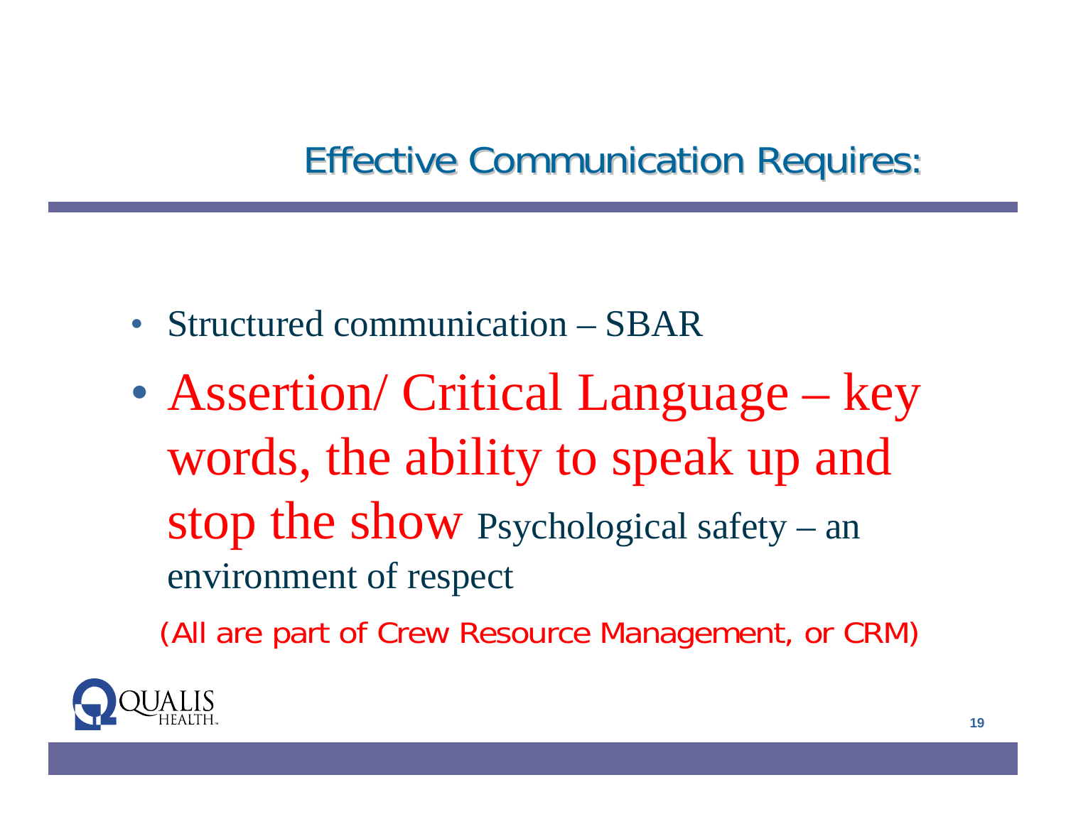# Effective Communication Requires:

- Structured communication – SBAR
- Assertion/ Critical Language – key words, the ability to speak up and stop the show Psychological safety – an environment of respect

(All are part of Crew Resource Management, or CRM)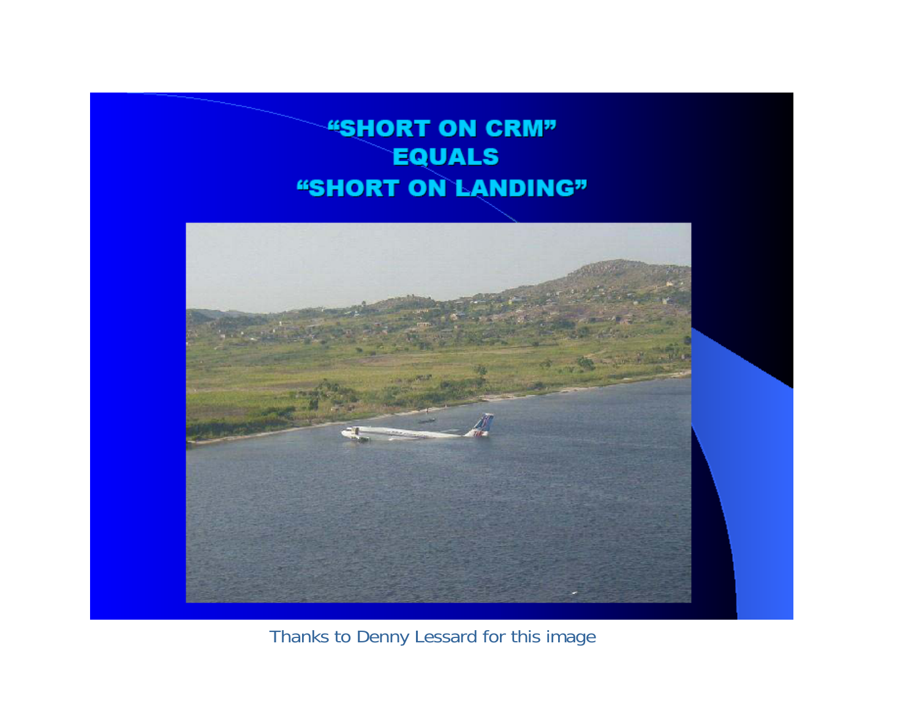# "SHORT ON CRM" EQUALS "SHORT ON LANDING"

Thanks to Denny Lessard for this image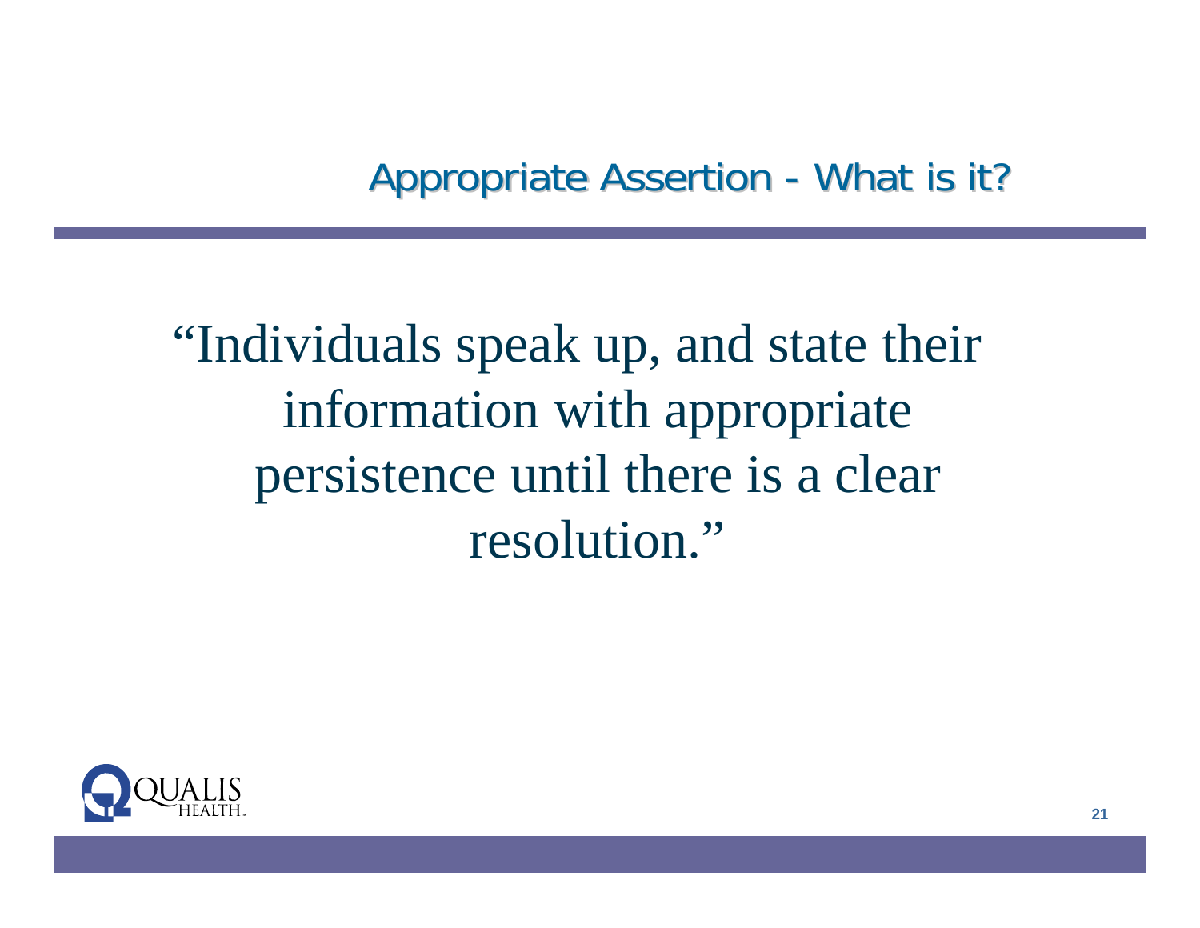## Appropriate Assertion - What is it?

“Individuals speak up, and state their information with appropriate persistence until there is a clear resolution.”

QUALIS HEALTH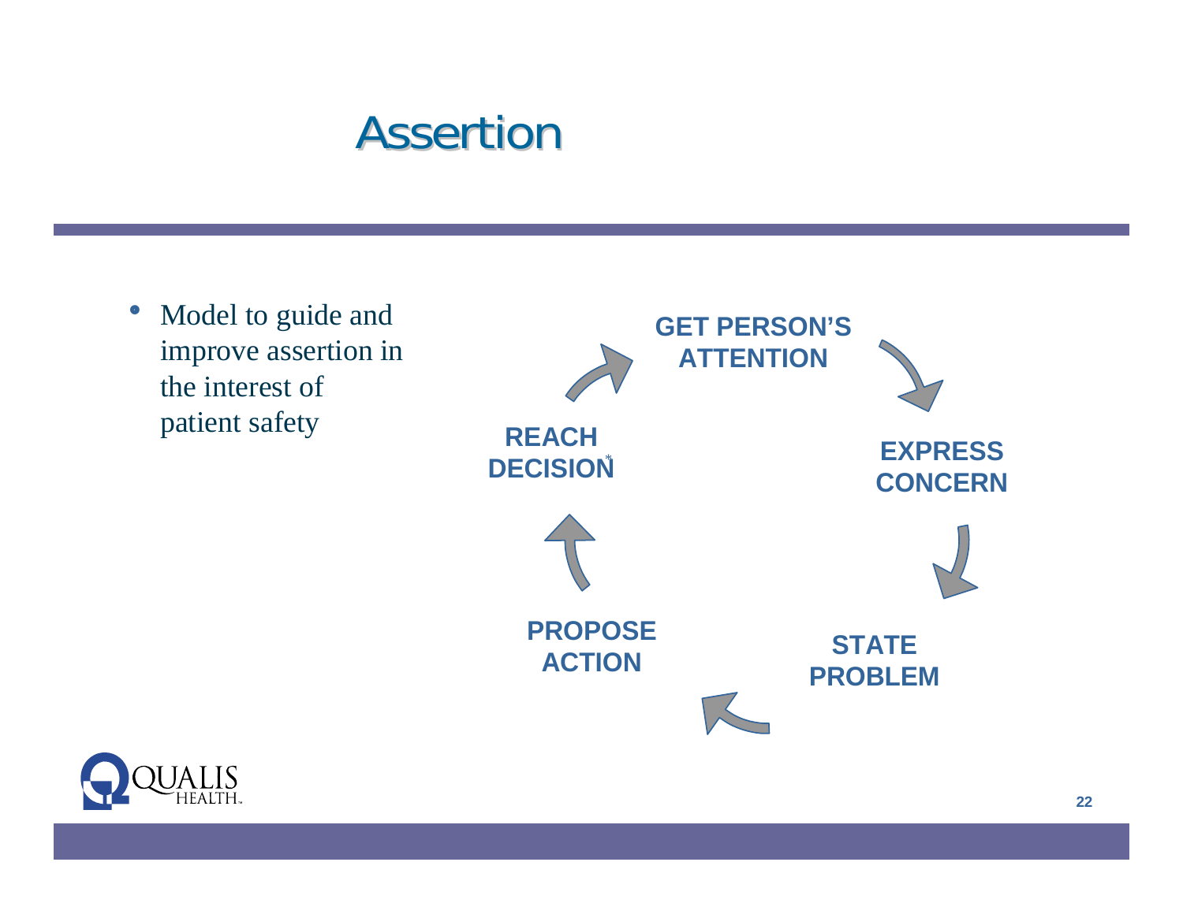# Assertion

- Model to guide and improve assertion in the interest of patient safety

GET PERSON'S ATTENTION

EXPRESS CONCERN

STATE PROBLEM

PROPOSE ACTION

REACH DECISION*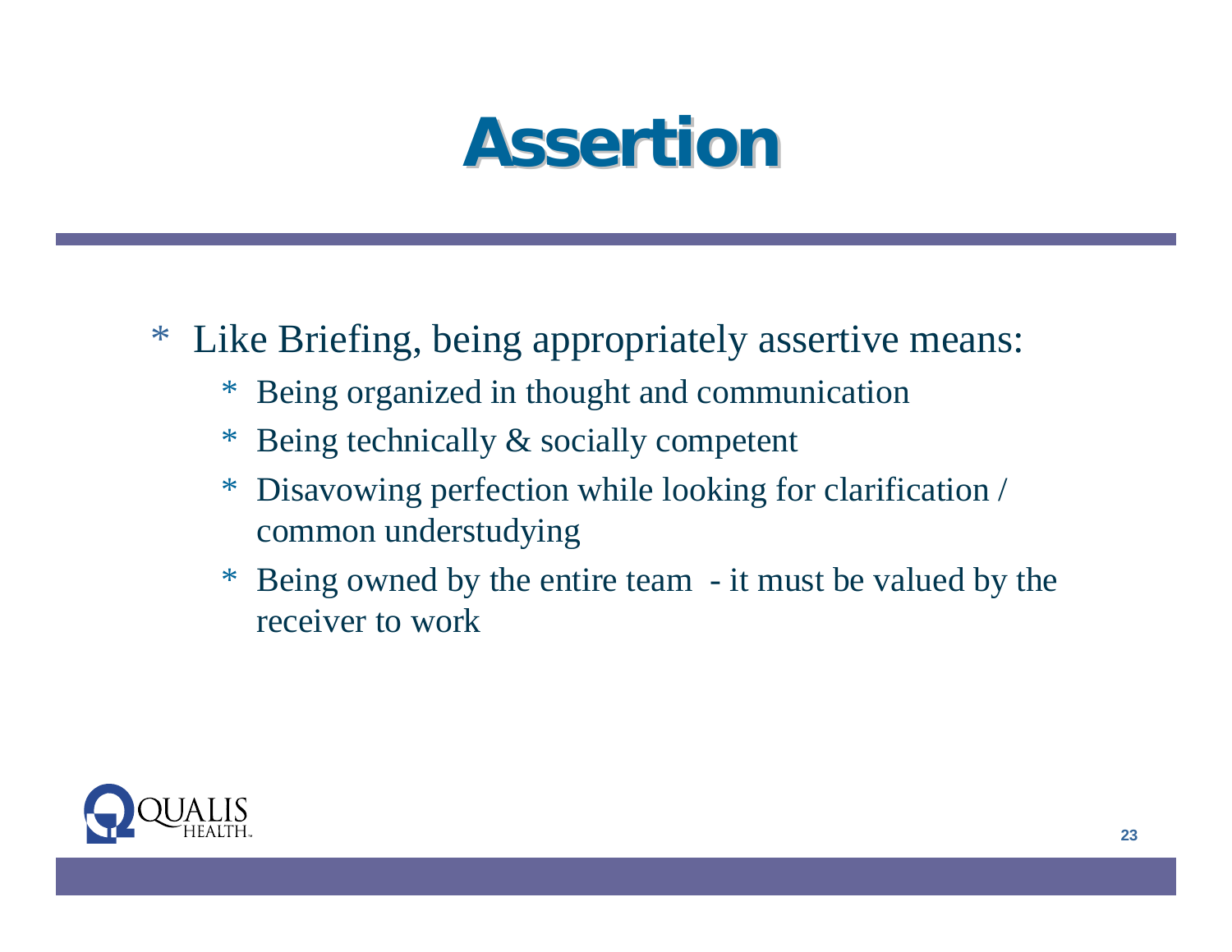# Assertion

- Like Briefing, being appropriately assertive means:
  - Being organized in thought and communication
  - Being technically & socially competent
  - Disavowing perfection while looking for clarification / common understudying
  - Being owned by the entire team - it must be valued by the receiver to work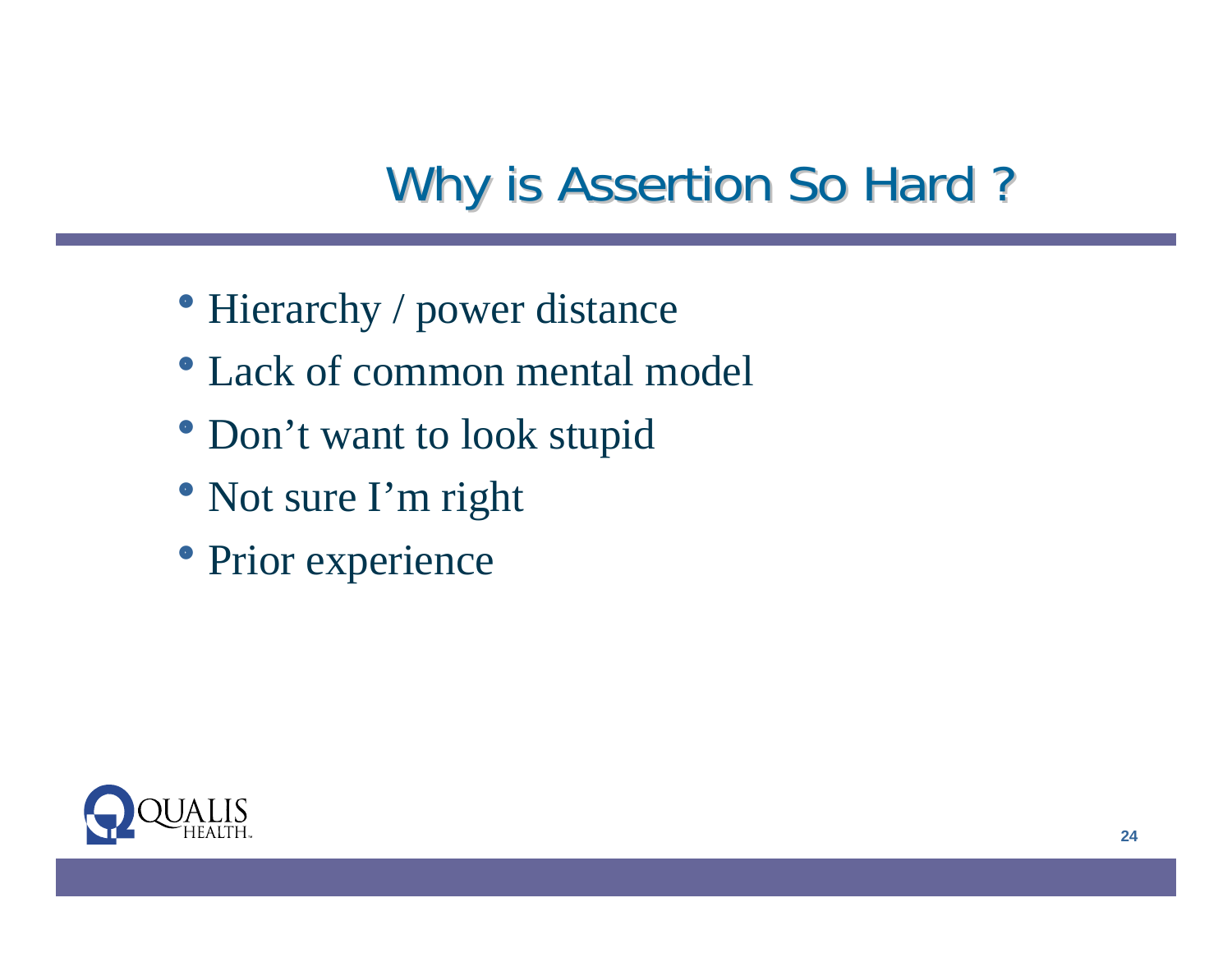# Why is Assertion So Hard ?

- Hierarchy / power distance
- Lack of common mental model
- Don't want to look stupid
- Not sure I'm right
- Prior experience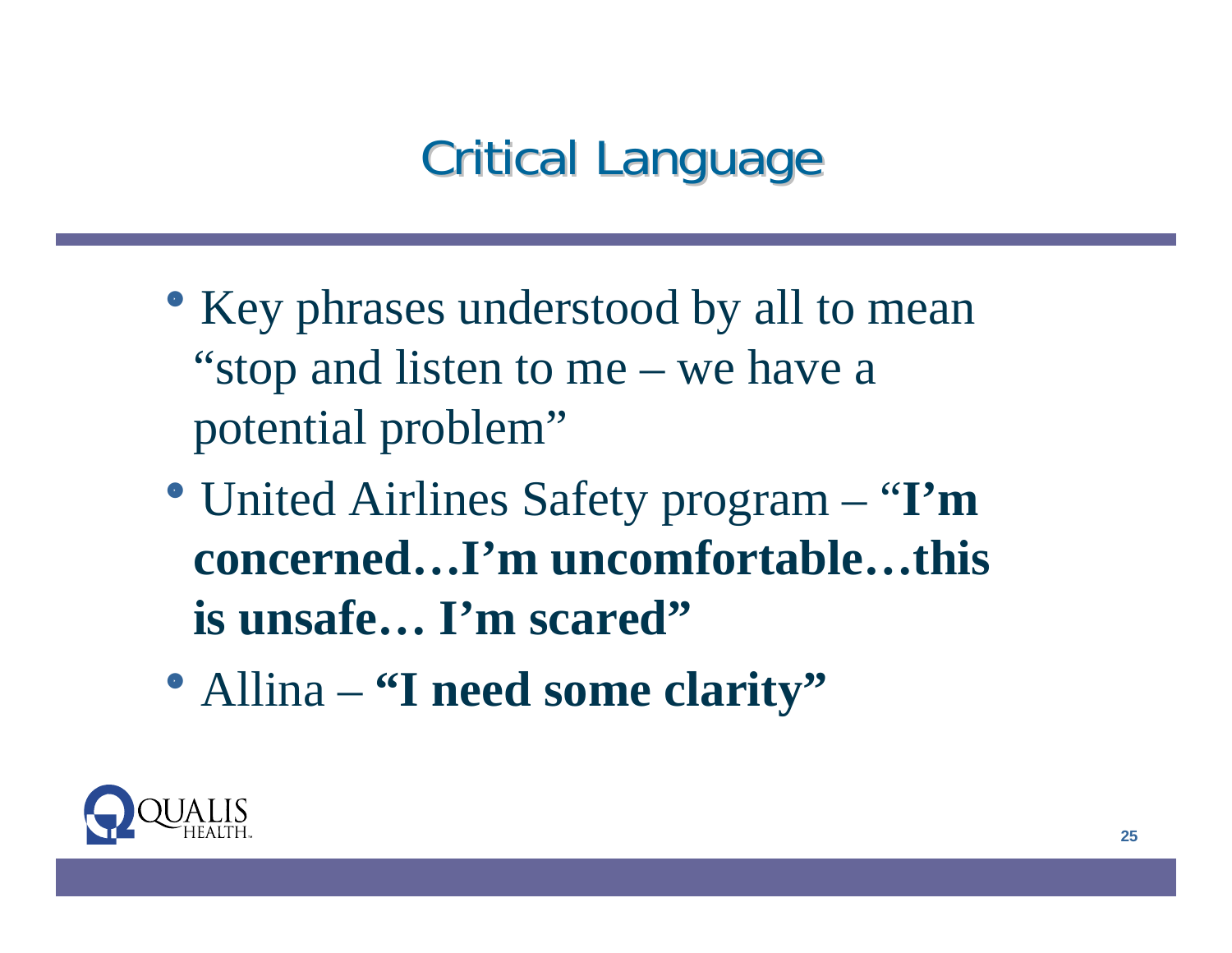# Critical Language

- Key phrases understood by all to mean "stop and listen to me – we have a potential problem"
- United Airlines Safety program – "**I'm concerned…I'm uncomfortable…this is unsafe… I'm scared"**
- Allina – **"I need some clarity"**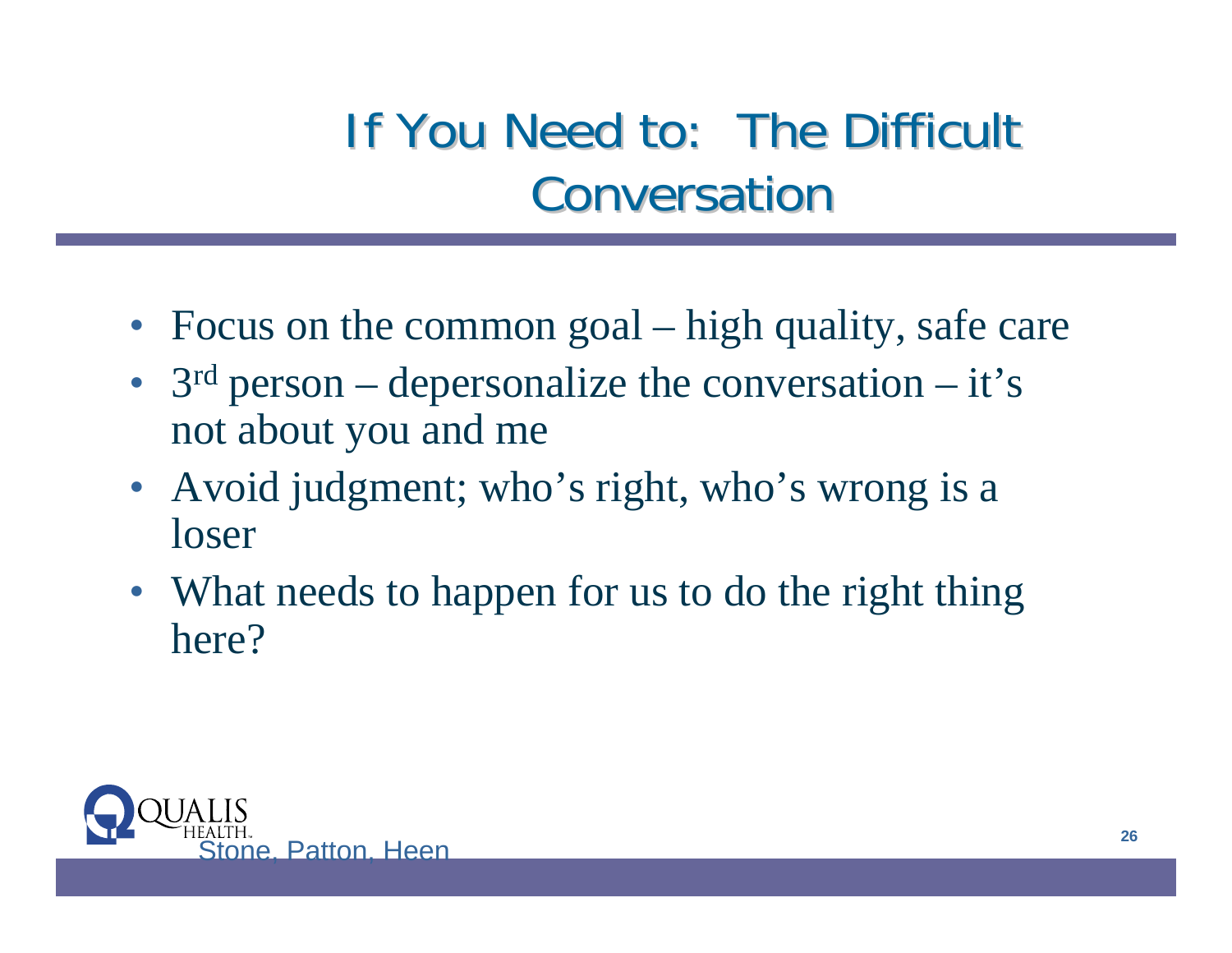# If You Need to: The Difficult Conversation

- Focus on the common goal – high quality, safe care
- 3rd person – depersonalize the conversation – it's not about you and me
- Avoid judgment; who's right, who's wrong is a loser
- What needs to happen for us to do the right thing here?

Stone, Patton, Heen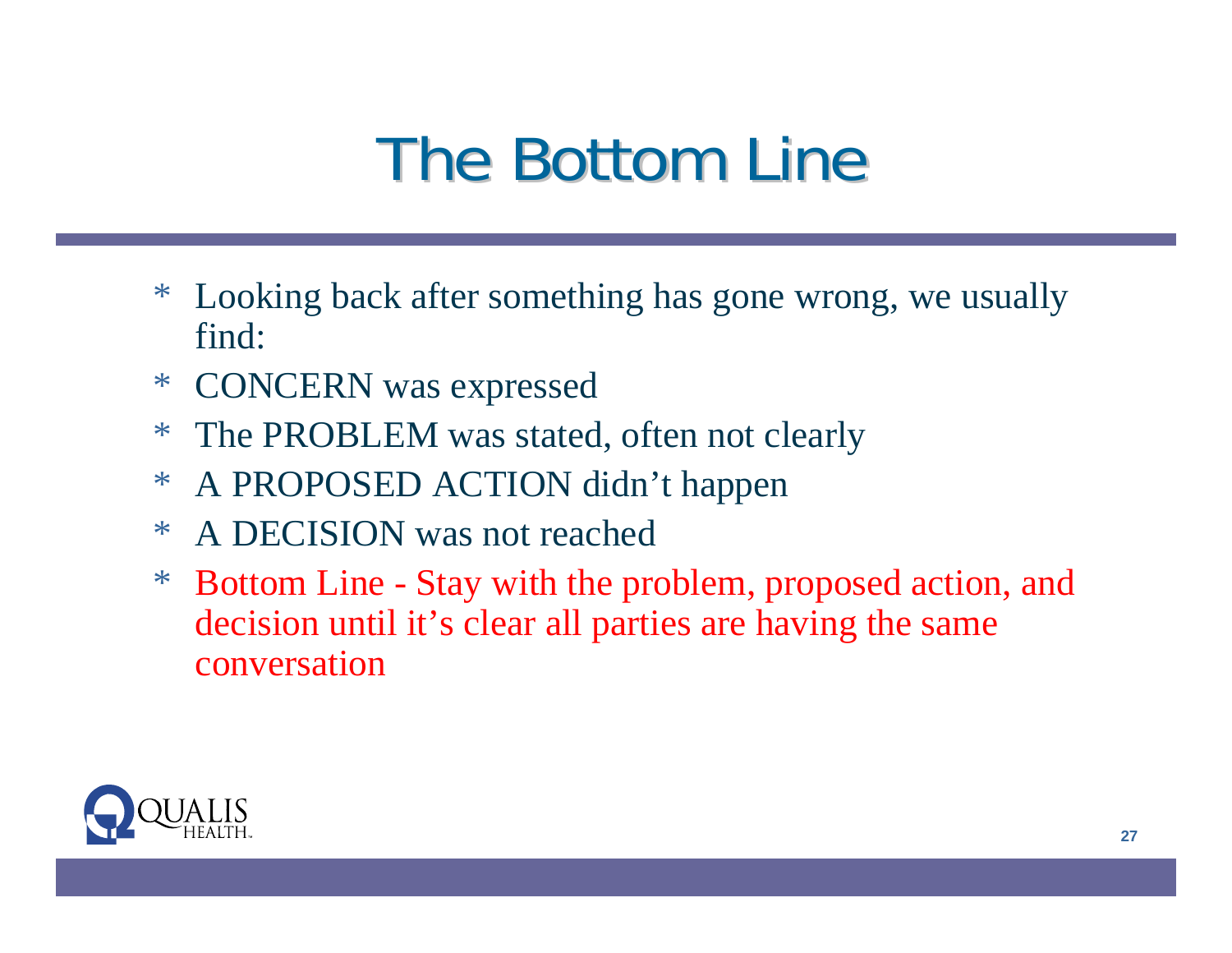# The Bottom Line

- Looking back after something has gone wrong, we usually find:
- CONCERN was expressed
- The PROBLEM was stated, often not clearly
- A PROPOSED ACTION didn't happen
- A DECISION was not reached
- Bottom Line - Stay with the problem, proposed action, and decision until it's clear all parties are having the same conversation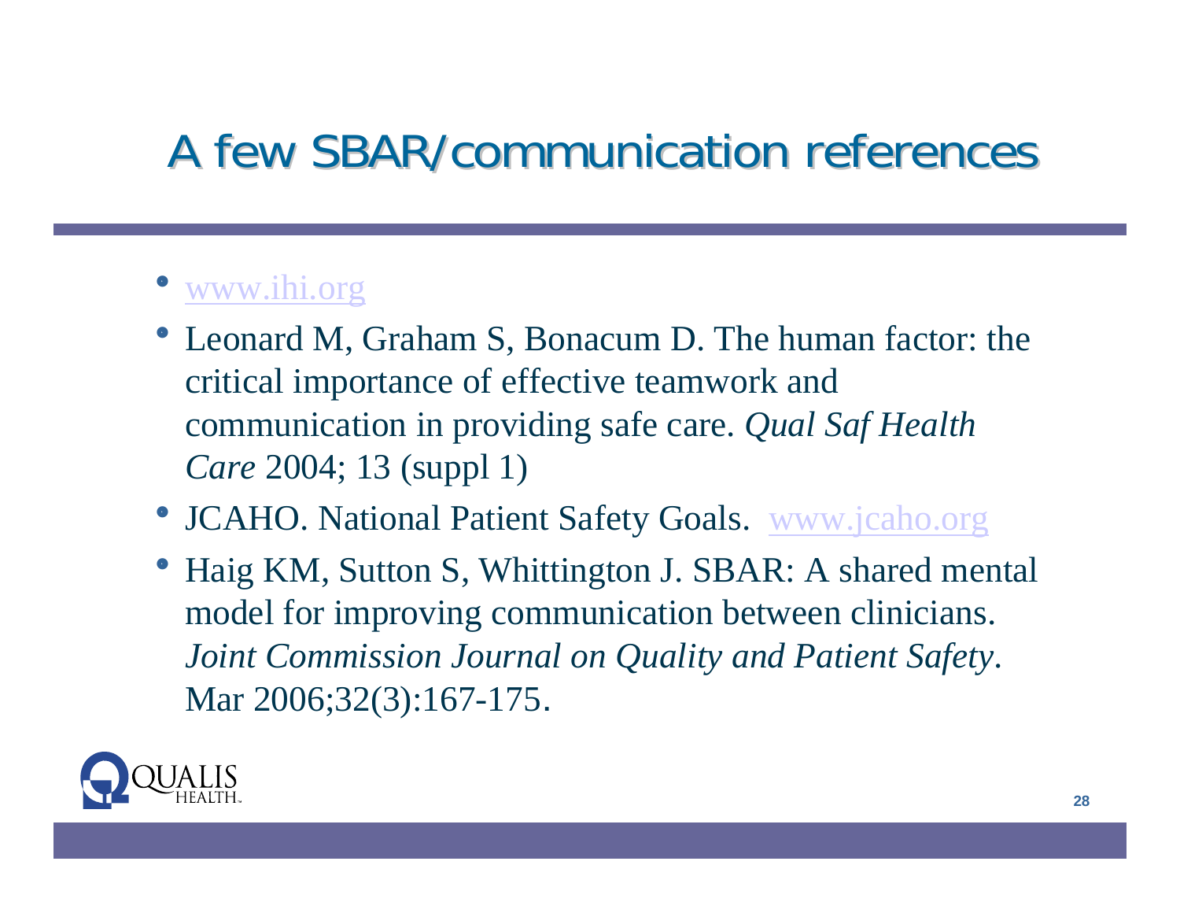# A few SBAR/communication references

- www.ihi.org
- Leonard M, Graham S, Bonacum D. The human factor: the critical importance of effective teamwork and communication in providing safe care. *Qual Saf Health Care* 2004; 13 (suppl 1)
- JCAHO. National Patient Safety Goals. www.jcaho.org
- Haig KM, Sutton S, Whittington J. SBAR: A shared mental model for improving communication between clinicians. *Joint Commission Journal on Quality and Patient Safety*. Mar 2006;32(3):167-175.